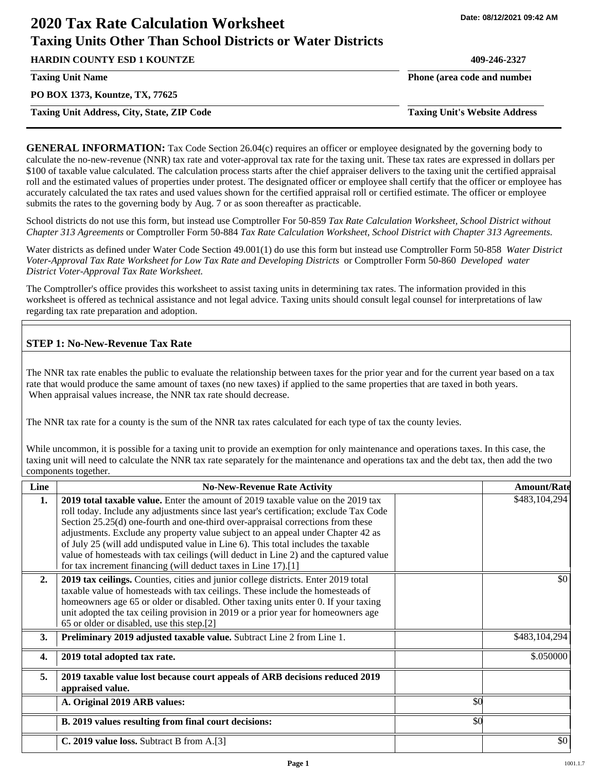Date: 08/12/2021 09:42 AM

# 2020 Tax Rate Calculation Worksheet
## Taxing Units Other Than School Districts or Water Districts

| | |
|---|---|
| **HARDIN COUNTY ESD 1 KOUNTZE** | **409-246-2327** |
| **Taxing Unit Name** | **Phone (area code and number)** |
| **PO BOX 1373, Kountze, TX, 77625** | |
| **Taxing Unit Address, City, State, ZIP Code** | **Taxing Unit's Website Address** |

**GENERAL INFORMATION:** Tax Code Section 26.04(c) requires an officer or employee designated by the governing body to calculate the no-new-revenue (NNR) tax rate and voter-approval tax rate for the taxing unit. These tax rates are expressed in dollars per $100 of taxable value calculated. The calculation process starts after the chief appraiser delivers to the taxing unit the certified appraisal roll and the estimated values of properties under protest. The designated officer or employee shall certify that the officer or employee has accurately calculated the tax rates and used values shown for the certified appraisal roll or certified estimate. The officer or employee submits the rates to the governing body by Aug. 7 or as soon thereafter as practicable.

School districts do not use this form, but instead use Comptroller For 50-859 *Tax Rate Calculation Worksheet, School District without Chapter 313 Agreements* or Comptroller Form 50-884 *Tax Rate Calculation Worksheet, School District with Chapter 313 Agreements.*

Water districts as defined under Water Code Section 49.001(1) do use this form but instead use Comptroller Form 50-858 *Water District Voter-Approval Tax Rate Worksheet for Low Tax Rate and Developing Districts* or Comptroller Form 50-860 *Developed water District Voter-Approval Tax Rate Worksheet.*

The Comptroller's office provides this worksheet to assist taxing units in determining tax rates. The information provided in this worksheet is offered as technical assistance and not legal advice. Taxing units should consult legal counsel for interpretations of law regarding tax rate preparation and adoption.

### STEP 1: No-New-Revenue Tax Rate

The NNR tax rate enables the public to evaluate the relationship between taxes for the prior year and for the current year based on a tax rate that would produce the same amount of taxes (no new taxes) if applied to the same properties that are taxed in both years. When appraisal values increase, the NNR tax rate should decrease.

The NNR tax rate for a county is the sum of the NNR tax rates calculated for each type of tax the county levies.

While uncommon, it is possible for a taxing unit to provide an exemption for only maintenance and operations taxes. In this case, the taxing unit will need to calculate the NNR tax rate separately for the maintenance and operations tax and the debt tax, then add the two components together.

| Line | No-New-Revenue Rate Activity | | Amount/Rate |
|---|---|---|---|
| **1.** | **2019 total taxable value.** Enter the amount of 2019 taxable value on the 2019 tax roll today. Include any adjustments since last year's certification; exclude Tax Code Section 25.25(d) one-fourth and one-third over-appraisal corrections from these adjustments. Exclude any property value subject to an appeal under Chapter 42 as of July 25 (will add undisputed value in Line 6). This total includes the taxable value of homesteads with tax ceilings (will deduct in Line 2) and the captured value for tax increment financing (will deduct taxes in Line 17).[1] | | $483,104,294 |
| **2.** | **2019 tax ceilings.** Counties, cities and junior college districts. Enter 2019 total taxable value of homesteads with tax ceilings. These include the homesteads of homeowners age 65 or older or disabled. Other taxing units enter 0. If your taxing unit adopted the tax ceiling provision in 2019 or a prior year for homeowners age 65 or older or disabled, use this step.[2] | | $0 |
| **3.** | **Preliminary 2019 adjusted taxable value.** Subtract Line 2 from Line 1. | | $483,104,294 |
| **4.** | **2019 total adopted tax rate.** | | $.050000 |
| **5.** | **2019 taxable value lost because court appeals of ARB decisions reduced 2019 appraised value.** | | |
| | **A. Original 2019 ARB values:** | $0 | |
| | **B. 2019 values resulting from final court decisions:** | $0 | |
| | **C. 2019 value loss.** Subtract B from A.[3] | | $0 |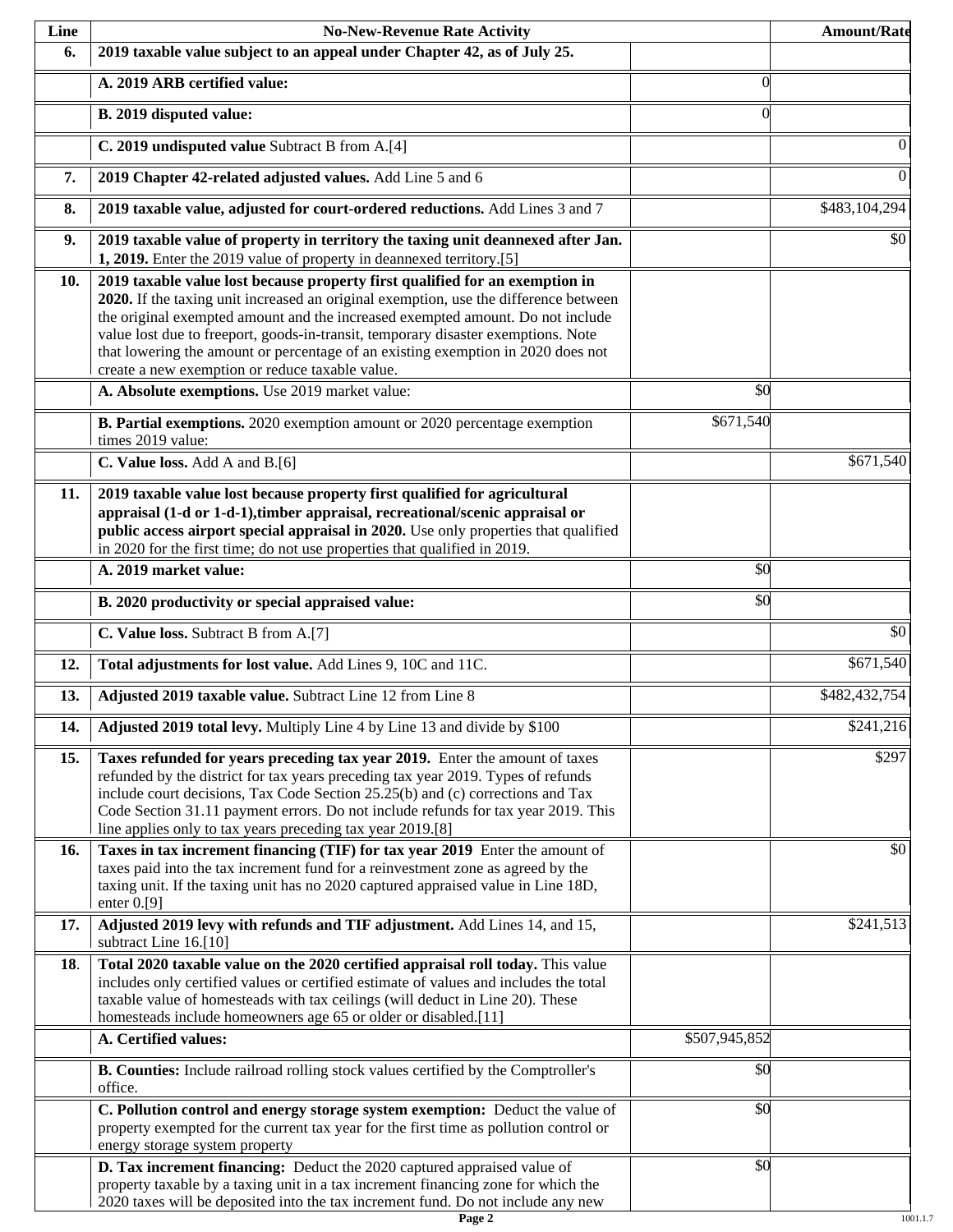| Line | No-New-Revenue Rate Activity | | Amount/Rate |
|---|---|---|---|
| **6.** | **2019 taxable value subject to an appeal under Chapter 42, as of July 25.** | | |
| | **A. 2019 ARB certified value:** | 0 | |
| | **B. 2019 disputed value:** | 0 | |
| | **C. 2019 undisputed value** Subtract B from A.[4] | | 0 |
| **7.** | **2019 Chapter 42-related adjusted values.** Add Line 5 and 6 | | 0 |
| **8.** | **2019 taxable value, adjusted for court-ordered reductions.** Add Lines 3 and 7 | | $483,104,294 |
| **9.** | **2019 taxable value of property in territory the taxing unit deannexed after Jan. 1, 2019.** Enter the 2019 value of property in deannexed territory.[5] | | $0 |
| **10.** | **2019 taxable value lost because property first qualified for an exemption in 2020.** If the taxing unit increased an original exemption, use the difference between the original exempted amount and the increased exempted amount. Do not include value lost due to freeport, goods-in-transit, temporary disaster exemptions. Note that lowering the amount or percentage of an existing exemption in 2020 does not create a new exemption or reduce taxable value. | | |
| | **A. Absolute exemptions.** Use 2019 market value: | $0 | |
| | **B. Partial exemptions.** 2020 exemption amount or 2020 percentage exemption times 2019 value: | $671,540 | |
| | **C. Value loss.** Add A and B.[6] | | $671,540 |
| **11.** | **2019 taxable value lost because property first qualified for agricultural appraisal (1-d or 1-d-1),timber appraisal, recreational/scenic appraisal or public access airport special appraisal in 2020.** Use only properties that qualified in 2020 for the first time; do not use properties that qualified in 2019. | | |
| | **A. 2019 market value:** | $0 | |
| | **B. 2020 productivity or special appraised value:** | $0 | |
| | **C. Value loss.** Subtract B from A.[7] | | $0 |
| **12.** | **Total adjustments for lost value.** Add Lines 9, 10C and 11C. | | $671,540 |
| **13.** | **Adjusted 2019 taxable value.** Subtract Line 12 from Line 8 | | $482,432,754 |
| **14.** | **Adjusted 2019 total levy.** Multiply Line 4 by Line 13 and divide by $100 | | $241,216 |
| **15.** | **Taxes refunded for years preceding tax year 2019.** Enter the amount of taxes refunded by the district for tax years preceding tax year 2019. Types of refunds include court decisions, Tax Code Section 25.25(b) and (c) corrections and Tax Code Section 31.11 payment errors. Do not include refunds for tax year 2019. This line applies only to tax years preceding tax year 2019.[8] | | $297 |
| **16.** | **Taxes in tax increment financing (TIF) for tax year 2019** Enter the amount of taxes paid into the tax increment fund for a reinvestment zone as agreed by the taxing unit. If the taxing unit has no 2020 captured appraised value in Line 18D, enter 0.[9] | | $0 |
| **17.** | **Adjusted 2019 levy with refunds and TIF adjustment.** Add Lines 14, and 15, subtract Line 16.[10] | | $241,513 |
| **18.** | **Total 2020 taxable value on the 2020 certified appraisal roll today.** This value includes only certified values or certified estimate of values and includes the total taxable value of homesteads with tax ceilings (will deduct in Line 20). These homesteads include homeowners age 65 or older or disabled.[11] | | |
| | **A. Certified values:** | $507,945,852 | |
| | **B. Counties:** Include railroad rolling stock values certified by the Comptroller's office. | $0 | |
| | **C. Pollution control and energy storage system exemption:** Deduct the value of property exempted for the current tax year for the first time as pollution control or energy storage system property | $0 | |
| | **D. Tax increment financing:** Deduct the 2020 captured appraised value of property taxable by a taxing unit in a tax increment financing zone for which the 2020 taxes will be deposited into the tax increment fund. Do not include any new | $0 | |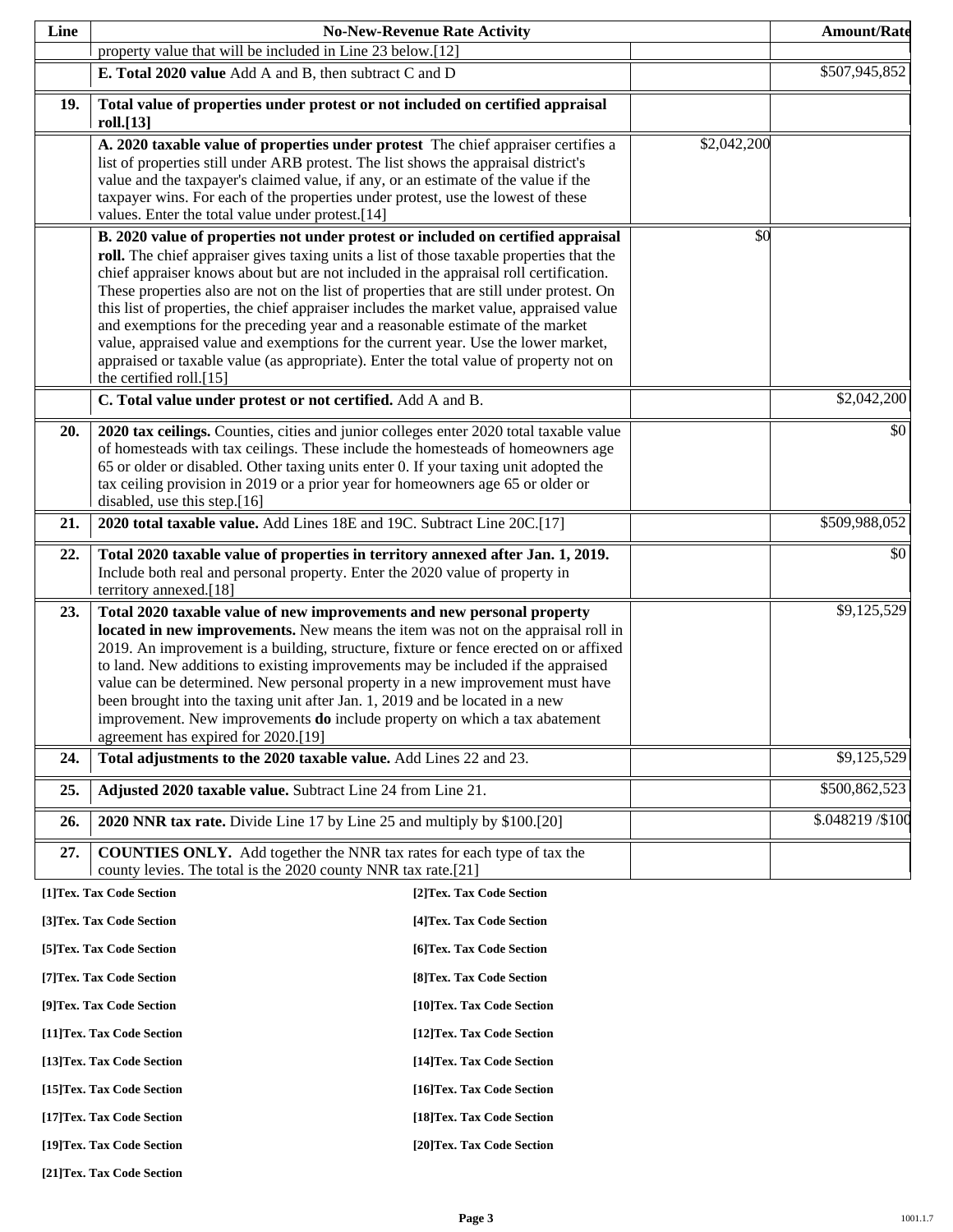| Line | No-New-Revenue Rate Activity | | Amount/Rate |
|---|---|---|---|
| | property value that will be included in Line 23 below.[12] | | |
| | **E. Total 2020 value** Add A and B, then subtract C and D | | $507,945,852 |
| **19.** | **Total value of properties under protest or not included on certified appraisal roll.[13]** | | |
| | **A. 2020 taxable value of properties under protest** The chief appraiser certifies a list of properties still under ARB protest. The list shows the appraisal district's value and the taxpayer's claimed value, if any, or an estimate of the value if the taxpayer wins. For each of the properties under protest, use the lowest of these values. Enter the total value under protest.[14] | $2,042,200 | |
| | **B. 2020 value of properties not under protest or included on certified appraisal roll.** The chief appraiser gives taxing units a list of those taxable properties that the chief appraiser knows about but are not included in the appraisal roll certification. These properties also are not on the list of properties that are still under protest. On this list of properties, the chief appraiser includes the market value, appraised value and exemptions for the preceding year and a reasonable estimate of the market value, appraised value and exemptions for the current year. Use the lower market, appraised or taxable value (as appropriate). Enter the total value of property not on the certified roll.[15] | $0 | |
| | **C. Total value under protest or not certified.** Add A and B. | | $2,042,200 |
| **20.** | **2020 tax ceilings.** Counties, cities and junior colleges enter 2020 total taxable value of homesteads with tax ceilings. These include the homesteads of homeowners age 65 or older or disabled. Other taxing units enter 0. If your taxing unit adopted the tax ceiling provision in 2019 or a prior year for homeowners age 65 or older or disabled, use this step.[16] | | $0 |
| **21.** | **2020 total taxable value.** Add Lines 18E and 19C. Subtract Line 20C.[17] | | $509,988,052 |
| **22.** | **Total 2020 taxable value of properties in territory annexed after Jan. 1, 2019.** Include both real and personal property. Enter the 2020 value of property in territory annexed.[18] | | $0 |
| **23.** | **Total 2020 taxable value of new improvements and new personal property located in new improvements.** New means the item was not on the appraisal roll in 2019. An improvement is a building, structure, fixture or fence erected on or affixed to land. New additions to existing improvements may be included if the appraised value can be determined. New personal property in a new improvement must have been brought into the taxing unit after Jan. 1, 2019 and be located in a new improvement. New improvements **do** include property on which a tax abatement agreement has expired for 2020.[19] | | $9,125,529 |
| **24.** | **Total adjustments to the 2020 taxable value.** Add Lines 22 and 23. | | $9,125,529 |
| **25.** | **Adjusted 2020 taxable value.** Subtract Line 24 from Line 21. | | $500,862,523 |
| **26.** | **2020 NNR tax rate.** Divide Line 17 by Line 25 and multiply by $100.[20] | | $.048219 /$100 |
| **27.** | **COUNTIES ONLY.** Add together the NNR tax rates for each type of tax the county levies. The total is the 2020 county NNR tax rate.[21] | | |

**[1]Tex. Tax Code Section**
**[2]Tex. Tax Code Section**
**[3]Tex. Tax Code Section**
**[4]Tex. Tax Code Section**
**[5]Tex. Tax Code Section**
**[6]Tex. Tax Code Section**
**[7]Tex. Tax Code Section**
**[8]Tex. Tax Code Section**
**[9]Tex. Tax Code Section**
**[10]Tex. Tax Code Section**
**[11]Tex. Tax Code Section**
**[12]Tex. Tax Code Section**
**[13]Tex. Tax Code Section**
**[14]Tex. Tax Code Section**
**[15]Tex. Tax Code Section**
**[16]Tex. Tax Code Section**
**[17]Tex. Tax Code Section**
**[18]Tex. Tax Code Section**
**[19]Tex. Tax Code Section**
**[20]Tex. Tax Code Section**
**[21]Tex. Tax Code Section**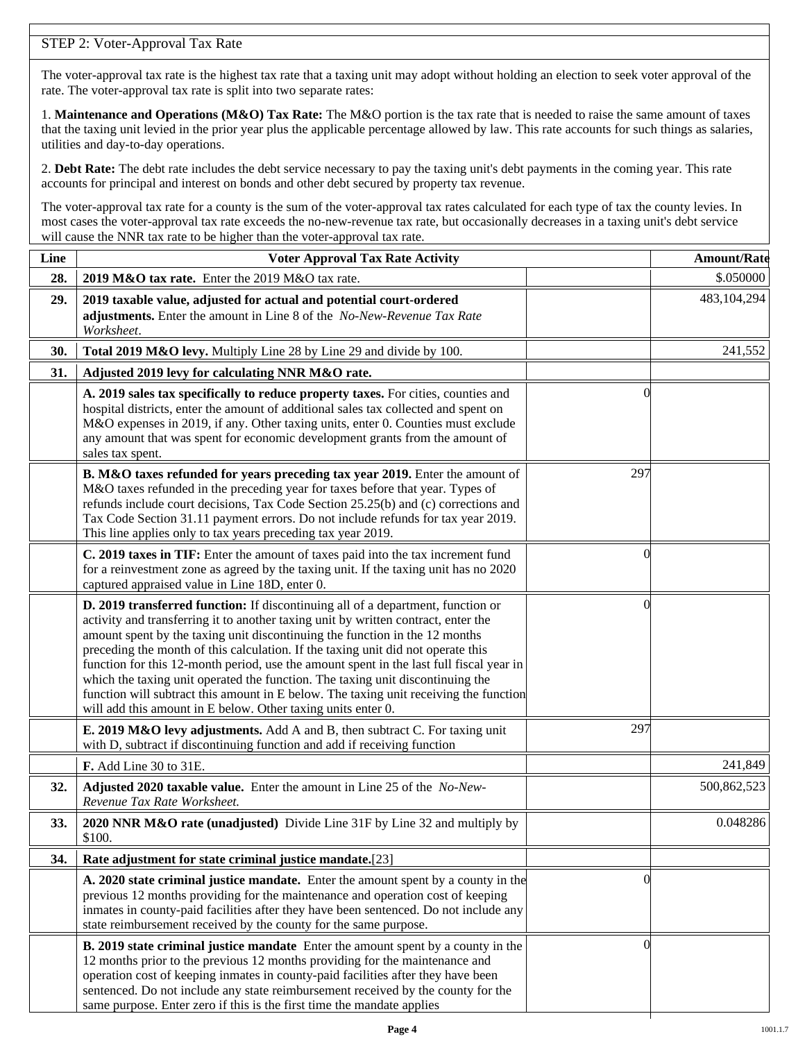STEP 2: Voter-Approval Tax Rate

The voter-approval tax rate is the highest tax rate that a taxing unit may adopt without holding an election to seek voter approval of the rate. The voter-approval tax rate is split into two separate rates:

1. **Maintenance and Operations (M&O) Tax Rate:** The M&O portion is the tax rate that is needed to raise the same amount of taxes that the taxing unit levied in the prior year plus the applicable percentage allowed by law. This rate accounts for such things as salaries, utilities and day-to-day operations.

2. **Debt Rate:** The debt rate includes the debt service necessary to pay the taxing unit's debt payments in the coming year. This rate accounts for principal and interest on bonds and other debt secured by property tax revenue.

The voter-approval tax rate for a county is the sum of the voter-approval tax rates calculated for each type of tax the county levies. In most cases the voter-approval tax rate exceeds the no-new-revenue tax rate, but occasionally decreases in a taxing unit's debt service will cause the NNR tax rate to be higher than the voter-approval tax rate.

| Line | Voter Approval Tax Rate Activity | | Amount/Rate |
|---|---|---|---|
| **28.** | **2019 M&O tax rate.** Enter the 2019 M&O tax rate. | | $.050000 |
| **29.** | **2019 taxable value, adjusted for actual and potential court-ordered adjustments.** Enter the amount in Line 8 of the *No-New-Revenue Tax Rate Worksheet*. | | 483,104,294 |
| **30.** | **Total 2019 M&O levy.** Multiply Line 28 by Line 29 and divide by 100. | | 241,552 |
| **31.** | **Adjusted 2019 levy for calculating NNR M&O rate.** | | |
| | **A. 2019 sales tax specifically to reduce property taxes.** For cities, counties and hospital districts, enter the amount of additional sales tax collected and spent on M&O expenses in 2019, if any. Other taxing units, enter 0. Counties must exclude any amount that was spent for economic development grants from the amount of sales tax spent. | 0 | |
| | **B. M&O taxes refunded for years preceding tax year 2019.** Enter the amount of M&O taxes refunded in the preceding year for taxes before that year. Types of refunds include court decisions, Tax Code Section 25.25(b) and (c) corrections and Tax Code Section 31.11 payment errors. Do not include refunds for tax year 2019. This line applies only to tax years preceding tax year 2019. | 297 | |
| | **C. 2019 taxes in TIF:** Enter the amount of taxes paid into the tax increment fund for a reinvestment zone as agreed by the taxing unit. If the taxing unit has no 2020 captured appraised value in Line 18D, enter 0. | 0 | |
| | **D. 2019 transferred function:** If discontinuing all of a department, function or activity and transferring it to another taxing unit by written contract, enter the amount spent by the taxing unit discontinuing the function in the 12 months preceding the month of this calculation. If the taxing unit did not operate this function for this 12-month period, use the amount spent in the last full fiscal year in which the taxing unit operated the function. The taxing unit discontinuing the function will subtract this amount in E below. The taxing unit receiving the function will add this amount in E below. Other taxing units enter 0. | 0 | |
| | **E. 2019 M&O levy adjustments.** Add A and B, then subtract C. For taxing unit with D, subtract if discontinuing function and add if receiving function | 297 | |
| | **F.** Add Line 30 to 31E. | | 241,849 |
| **32.** | **Adjusted 2020 taxable value.** Enter the amount in Line 25 of the *No-New-Revenue Tax Rate Worksheet.* | | 500,862,523 |
| **33.** | **2020 NNR M&O rate (unadjusted)** Divide Line 31F by Line 32 and multiply by $100. | | 0.048286 |
| **34.** | **Rate adjustment for state criminal justice mandate.**[23] | | |
| | **A. 2020 state criminal justice mandate.** Enter the amount spent by a county in the previous 12 months providing for the maintenance and operation cost of keeping inmates in county-paid facilities after they have been sentenced. Do not include any state reimbursement received by the county for the same purpose. | 0 | |
| | **B. 2019 state criminal justice mandate** Enter the amount spent by a county in the 12 months prior to the previous 12 months providing for the maintenance and operation cost of keeping inmates in county-paid facilities after they have been sentenced. Do not include any state reimbursement received by the county for the same purpose. Enter zero if this is the first time the mandate applies | 0 | |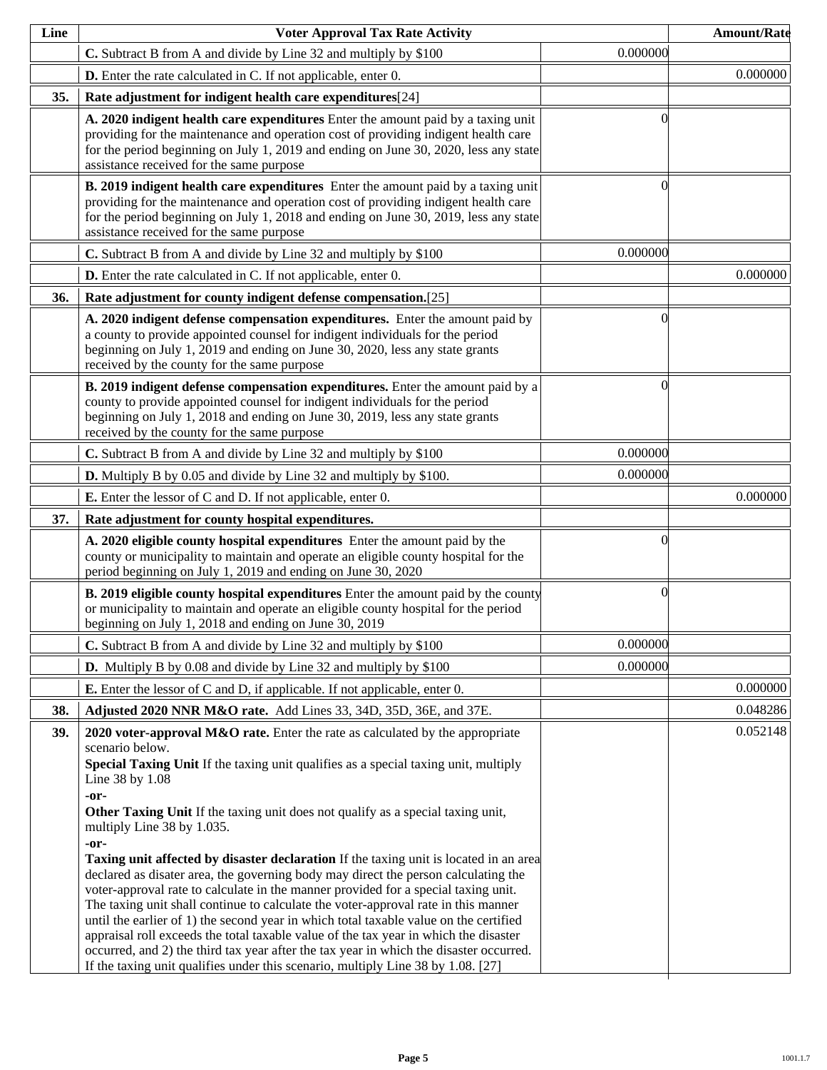| Line | Voter Approval Tax Rate Activity | | Amount/Rate |
|---|---|---|---|
| | **C.** Subtract B from A and divide by Line 32 and multiply by $100 | 0.000000 | |
| | **D.** Enter the rate calculated in C. If not applicable, enter 0. | | 0.000000 |
| **35.** | **Rate adjustment for indigent health care expenditures**[24] | | |
| | **A. 2020 indigent health care expenditures** Enter the amount paid by a taxing unit providing for the maintenance and operation cost of providing indigent health care for the period beginning on July 1, 2019 and ending on June 30, 2020, less any state assistance received for the same purpose | 0 | |
| | **B. 2019 indigent health care expenditures** Enter the amount paid by a taxing unit providing for the maintenance and operation cost of providing indigent health care for the period beginning on July 1, 2018 and ending on June 30, 2019, less any state assistance received for the same purpose | 0 | |
| | **C.** Subtract B from A and divide by Line 32 and multiply by $100 | 0.000000 | |
| | **D.** Enter the rate calculated in C. If not applicable, enter 0. | | 0.000000 |
| **36.** | **Rate adjustment for county indigent defense compensation.**[25] | | |
| | **A. 2020 indigent defense compensation expenditures.** Enter the amount paid by a county to provide appointed counsel for indigent individuals for the period beginning on July 1, 2019 and ending on June 30, 2020, less any state grants received by the county for the same purpose | 0 | |
| | **B. 2019 indigent defense compensation expenditures.** Enter the amount paid by a county to provide appointed counsel for indigent individuals for the period beginning on July 1, 2018 and ending on June 30, 2019, less any state grants received by the county for the same purpose | 0 | |
| | **C.** Subtract B from A and divide by Line 32 and multiply by $100 | 0.000000 | |
| | **D.** Multiply B by 0.05 and divide by Line 32 and multiply by $100. | 0.000000 | |
| | **E.** Enter the lessor of C and D. If not applicable, enter 0. | | 0.000000 |
| **37.** | **Rate adjustment for county hospital expenditures.** | | |
| | **A. 2020 eligible county hospital expenditures** Enter the amount paid by the county or municipality to maintain and operate an eligible county hospital for the period beginning on July 1, 2019 and ending on June 30, 2020 | 0 | |
| | **B. 2019 eligible county hospital expenditures** Enter the amount paid by the county or municipality to maintain and operate an eligible county hospital for the period beginning on July 1, 2018 and ending on June 30, 2019 | 0 | |
| | **C.** Subtract B from A and divide by Line 32 and multiply by $100 | 0.000000 | |
| | **D.** Multiply B by 0.08 and divide by Line 32 and multiply by $100 | 0.000000 | |
| | **E.** Enter the lessor of C and D, if applicable. If not applicable, enter 0. | | 0.000000 |
| **38.** | **Adjusted 2020 NNR M&O rate.** Add Lines 33, 34D, 35D, 36E, and 37E. | | 0.048286 |
| **39.** | **2020 voter-approval M&O rate.** Enter the rate as calculated by the appropriate scenario below.<br>**Special Taxing Unit** If the taxing unit qualifies as a special taxing unit, multiply Line 38 by 1.08<br>**-or-**<br>**Other Taxing Unit** If the taxing unit does not qualify as a special taxing unit, multiply Line 38 by 1.035.<br>**-or-**<br>**Taxing unit affected by disaster declaration** If the taxing unit is located in an area declared as disater area, the governing body may direct the person calculating the voter-approval rate to calculate in the manner provided for a special taxing unit. The taxing unit shall continue to calculate the voter-approval rate in this manner until the earlier of 1) the second year in which total taxable value on the certified appraisal roll exceeds the total taxable value of the tax year in which the disaster occurred, and 2) the third tax year after the tax year in which the disaster occurred. If the taxing unit qualifies under this scenario, multiply Line 38 by 1.08. [27] | | 0.052148 |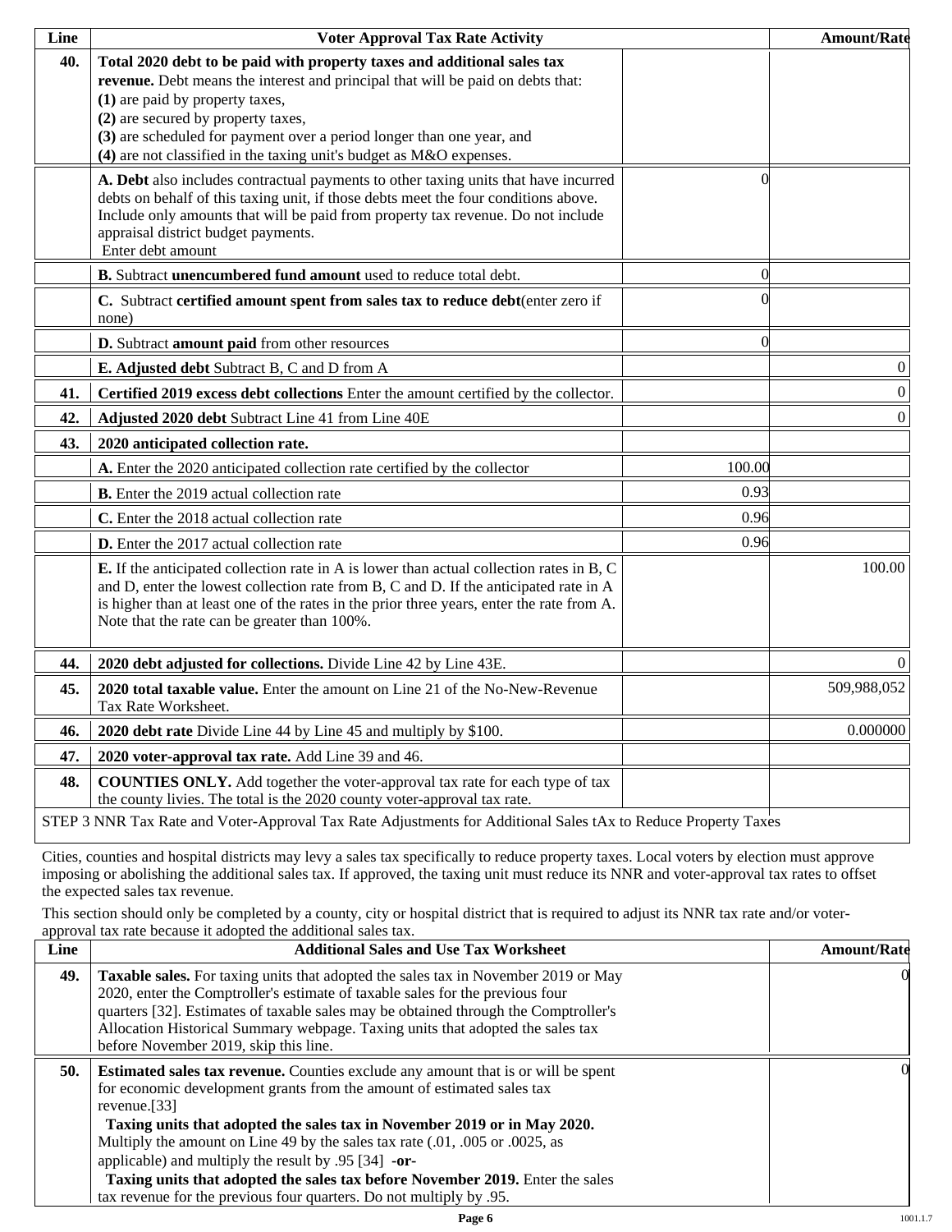| Line | Voter Approval Tax Rate Activity | | Amount/Rate |
|---|---|---|---|
| 40. | **Total 2020 debt to be paid with property taxes and additional sales tax revenue.** Debt means the interest and principal that will be paid on debts that: **(1)** are paid by property taxes, **(2)** are secured by property taxes, **(3)** are scheduled for payment over a period longer than one year, and **(4)** are not classified in the taxing unit's budget as M&O expenses. | | |
| | **A. Debt** also includes contractual payments to other taxing units that have incurred debts on behalf of this taxing unit, if those debts meet the four conditions above. Include only amounts that will be paid from property tax revenue. Do not include appraisal district budget payments. Enter debt amount | 0 | |
| | **B.** Subtract **unencumbered fund amount** used to reduce total debt. | 0 | |
| | **C.** Subtract **certified amount spent from sales tax to reduce debt**(enter zero if none) | 0 | |
| | **D.** Subtract **amount paid** from other resources | 0 | |
| | **E. Adjusted debt** Subtract B, C and D from A | | 0 |
| 41. | **Certified 2019 excess debt collections** Enter the amount certified by the collector. | | 0 |
| 42. | **Adjusted 2020 debt** Subtract Line 41 from Line 40E | | 0 |
| 43. | **2020 anticipated collection rate.** | | |
| | **A.** Enter the 2020 anticipated collection rate certified by the collector | 100.00 | |
| | **B.** Enter the 2019 actual collection rate | 0.93 | |
| | **C.** Enter the 2018 actual collection rate | 0.96 | |
| | **D.** Enter the 2017 actual collection rate | 0.96 | |
| | **E.** If the anticipated collection rate in A is lower than actual collection rates in B, C and D, enter the lowest collection rate from B, C and D. If the anticipated rate in A is higher than at least one of the rates in the prior three years, enter the rate from A. Note that the rate can be greater than 100%. | | 100.00 |
| 44. | **2020 debt adjusted for collections.** Divide Line 42 by Line 43E. | | 0 |
| 45. | **2020 total taxable value.** Enter the amount on Line 21 of the No-New-Revenue Tax Rate Worksheet. | | 509,988,052 |
| 46. | **2020 debt rate** Divide Line 44 by Line 45 and multiply by $100. | | 0.000000 |
| 47. | **2020 voter-approval tax rate.** Add Line 39 and 46. | | |
| 48. | **COUNTIES ONLY.** Add together the voter-approval tax rate for each type of tax the county livies. The total is the 2020 county voter-approval tax rate. | | |

STEP 3 NNR Tax Rate and Voter-Approval Tax Rate Adjustments for Additional Sales tAx to Reduce Property Taxes

Cities, counties and hospital districts may levy a sales tax specifically to reduce property taxes. Local voters by election must approve imposing or abolishing the additional sales tax. If approved, the taxing unit must reduce its NNR and voter-approval tax rates to offset the expected sales tax revenue.

This section should only be completed by a county, city or hospital district that is required to adjust its NNR tax rate and/or voter-approval tax rate because it adopted the additional sales tax.

| Line | Additional Sales and Use Tax Worksheet | Amount/Rate |
|---|---|---|
| 49. | **Taxable sales.** For taxing units that adopted the sales tax in November 2019 or May 2020, enter the Comptroller's estimate of taxable sales for the previous four quarters [32]. Estimates of taxable sales may be obtained through the Comptroller's Allocation Historical Summary webpage. Taxing units that adopted the sales tax before November 2019, skip this line. | 0 |
| 50. | **Estimated sales tax revenue.** Counties exclude any amount that is or will be spent for economic development grants from the amount of estimated sales tax revenue.[33] **Taxing units that adopted the sales tax in November 2019 or in May 2020.** Multiply the amount on Line 49 by the sales tax rate (.01, .005 or .0025, as applicable) and multiply the result by .95 [34] **-or-** **Taxing units that adopted the sales tax before November 2019.** Enter the sales tax revenue for the previous four quarters. Do not multiply by .95. | 0 |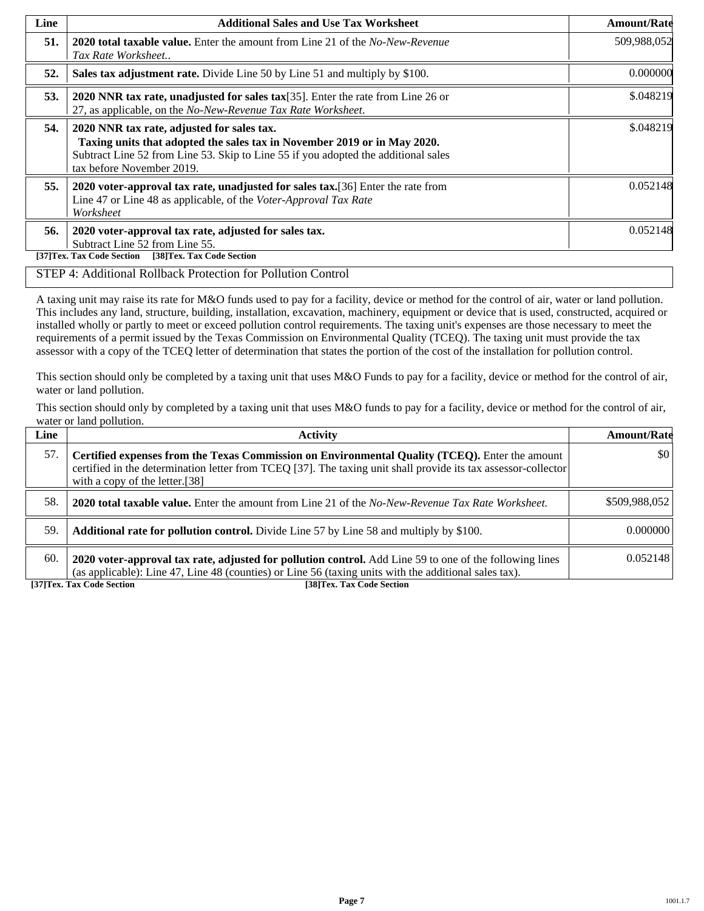| Line | Additional Sales and Use Tax Worksheet | Amount/Rate |
|---|---|---|
| **51.** | **2020 total taxable value.** Enter the amount from Line 21 of the *No-New-Revenue Tax Rate Worksheet.*. | 509,988,052 |
| **52.** | **Sales tax adjustment rate.** Divide Line 50 by Line 51 and multiply by $100. | 0.000000 |
| **53.** | **2020 NNR tax rate, unadjusted for sales tax**[35]. Enter the rate from Line 26 or 27, as applicable, on the *No-New-Revenue Tax Rate Worksheet*. | $.048219 |
| **54.** | **2020 NNR tax rate, adjusted for sales tax.** **Taxing units that adopted the sales tax in November 2019 or in May 2020.** Subtract Line 52 from Line 53. Skip to Line 55 if you adopted the additional sales tax before November 2019. | $.048219 |
| **55.** | **2020 voter-approval tax rate, unadjusted for sales tax.**[36] Enter the rate from Line 47 or Line 48 as applicable, of the *Voter-Approval Tax Rate Worksheet* | 0.052148 |
| **56.** | **2020 voter-approval tax rate, adjusted for sales tax.** Subtract Line 52 from Line 55. | 0.052148 |

**[37]Tex. Tax Code Section** **[38]Tex. Tax Code Section**

STEP 4: Additional Rollback Protection for Pollution Control

A taxing unit may raise its rate for M&O funds used to pay for a facility, device or method for the control of air, water or land pollution. This includes any land, structure, building, installation, excavation, machinery, equipment or device that is used, constructed, acquired or installed wholly or partly to meet or exceed pollution control requirements. The taxing unit's expenses are those necessary to meet the requirements of a permit issued by the Texas Commission on Environmental Quality (TCEQ). The taxing unit must provide the tax assessor with a copy of the TCEQ letter of determination that states the portion of the cost of the installation for pollution control.

This section should only be completed by a taxing unit that uses M&O Funds to pay for a facility, device or method for the control of air, water or land pollution.

This section should only by completed by a taxing unit that uses M&O funds to pay for a facility, device or method for the control of air, water or land pollution.

| Line | Activity | Amount/Rate |
|---|---|---|
| 57. | **Certified expenses from the Texas Commission on Environmental Quality (TCEQ).** Enter the amount certified in the determination letter from TCEQ [37]. The taxing unit shall provide its tax assessor-collector with a copy of the letter.[38] | $0 |
| 58. | **2020 total taxable value.** Enter the amount from Line 21 of the *No-New-Revenue Tax Rate Worksheet.* | $509,988,052 |
| 59. | **Additional rate for pollution control.** Divide Line 57 by Line 58 and multiply by $100. | 0.000000 |
| 60. | **2020 voter-approval tax rate, adjusted for pollution control.** Add Line 59 to one of the following lines (as applicable): Line 47, Line 48 (counties) or Line 56 (taxing units with the additional sales tax). | 0.052148 |

**[37]Tex. Tax Code Section** **[38]Tex. Tax Code Section**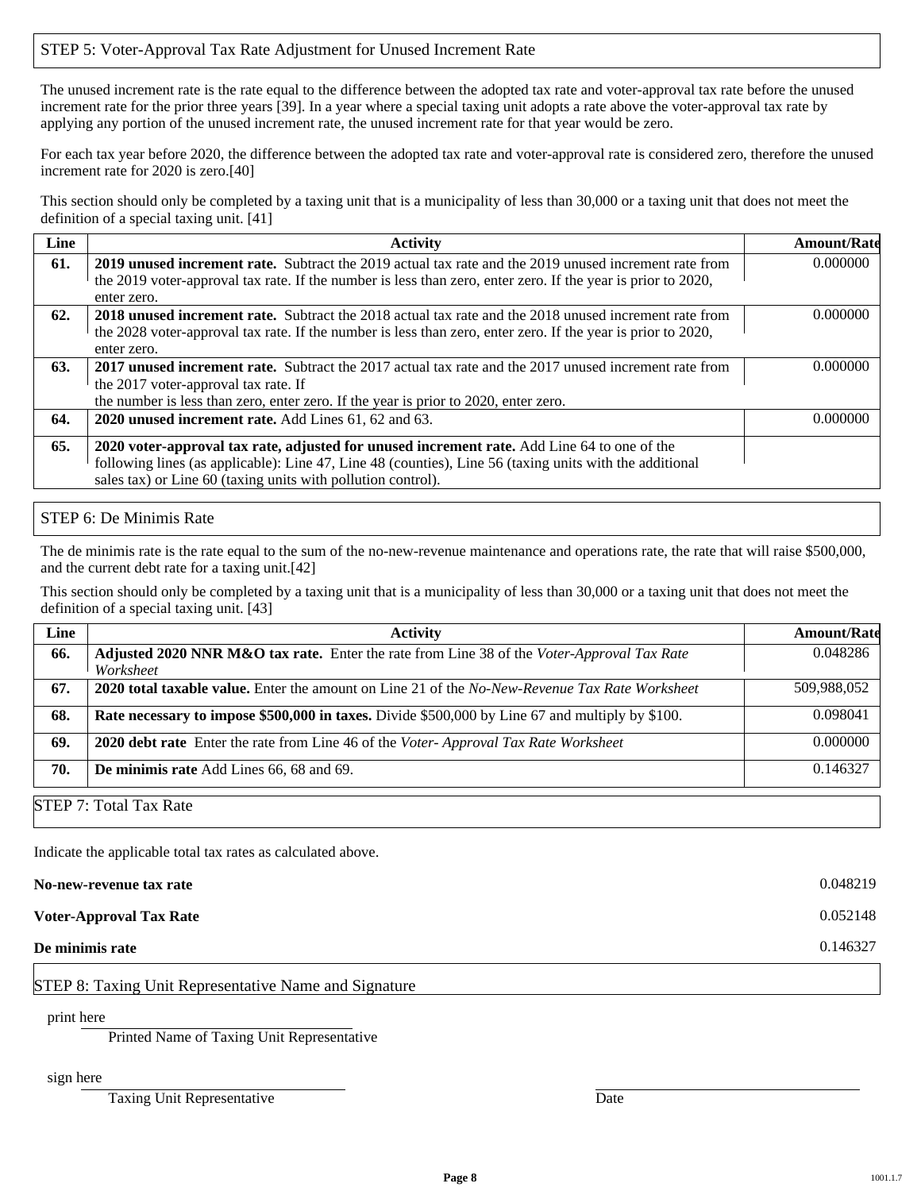## STEP 5: Voter-Approval Tax Rate Adjustment for Unused Increment Rate

The unused increment rate is the rate equal to the difference between the adopted tax rate and voter-approval tax rate before the unused increment rate for the prior three years [39]. In a year where a special taxing unit adopts a rate above the voter-approval tax rate by applying any portion of the unused increment rate, the unused increment rate for that year would be zero.

For each tax year before 2020, the difference between the adopted tax rate and voter-approval rate is considered zero, therefore the unused increment rate for 2020 is zero.[40]

This section should only be completed by a taxing unit that is a municipality of less than 30,000 or a taxing unit that does not meet the definition of a special taxing unit. [41]

| Line | Activity | Amount/Rate |
|---|---|---|
| 61. | **2019 unused increment rate.** Subtract the 2019 actual tax rate and the 2019 unused increment rate from the 2019 voter-approval tax rate. If the number is less than zero, enter zero. If the year is prior to 2020, enter zero. | 0.000000 |
| 62. | **2018 unused increment rate.** Subtract the 2018 actual tax rate and the 2018 unused increment rate from the 2028 voter-approval tax rate. If the number is less than zero, enter zero. If the year is prior to 2020, enter zero. | 0.000000 |
| 63. | **2017 unused increment rate.** Subtract the 2017 actual tax rate and the 2017 unused increment rate from the 2017 voter-approval tax rate. If the number is less than zero, enter zero. If the year is prior to 2020, enter zero. | 0.000000 |
| 64. | **2020 unused increment rate.** Add Lines 61, 62 and 63. | 0.000000 |
| 65. | **2020 voter-approval tax rate, adjusted for unused increment rate.** Add Line 64 to one of the following lines (as applicable): Line 47, Line 48 (counties), Line 56 (taxing units with the additional sales tax) or Line 60 (taxing units with pollution control). | |

## STEP 6: De Minimis Rate

The de minimis rate is the rate equal to the sum of the no-new-revenue maintenance and operations rate, the rate that will raise $500,000, and the current debt rate for a taxing unit.[42]

This section should only be completed by a taxing unit that is a municipality of less than 30,000 or a taxing unit that does not meet the definition of a special taxing unit. [43]

| Line | Activity | Amount/Rate |
|---|---|---|
| 66. | **Adjusted 2020 NNR M&O tax rate.** Enter the rate from Line 38 of the *Voter-Approval Tax Rate Worksheet* | 0.048286 |
| 67. | **2020 total taxable value.** Enter the amount on Line 21 of the *No-New-Revenue Tax Rate Worksheet* | 509,988,052 |
| 68. | **Rate necessary to impose $500,000 in taxes.** Divide $500,000 by Line 67 and multiply by $100. | 0.098041 |
| 69. | **2020 debt rate** Enter the rate from Line 46 of the *Voter- Approval Tax Rate Worksheet* | 0.000000 |
| 70. | **De minimis rate** Add Lines 66, 68 and 69. | 0.146327 |

## STEP 7: Total Tax Rate

Indicate the applicable total tax rates as calculated above.

**No-new-revenue tax rate** 0.048219

**Voter-Approval Tax Rate** 0.052148

**De minimis rate** 0.146327

## STEP 8: Taxing Unit Representative Name and Signature

print here \_\_\_\_\_\_\_\_\_\_\_\_\_\_\_\_\_\_\_\_\_\_\_\_\_\_\_\_\_\_
Printed Name of Taxing Unit Representative

sign here \_\_\_\_\_\_\_\_\_\_\_\_\_\_\_\_\_\_\_\_\_\_\_\_\_\_\_\_\_\_ \_\_\_\_\_\_\_\_\_\_\_\_\_\_\_\_\_\_\_\_\_\_\_\_\_\_\_\_\_\_
Taxing Unit Representative Date